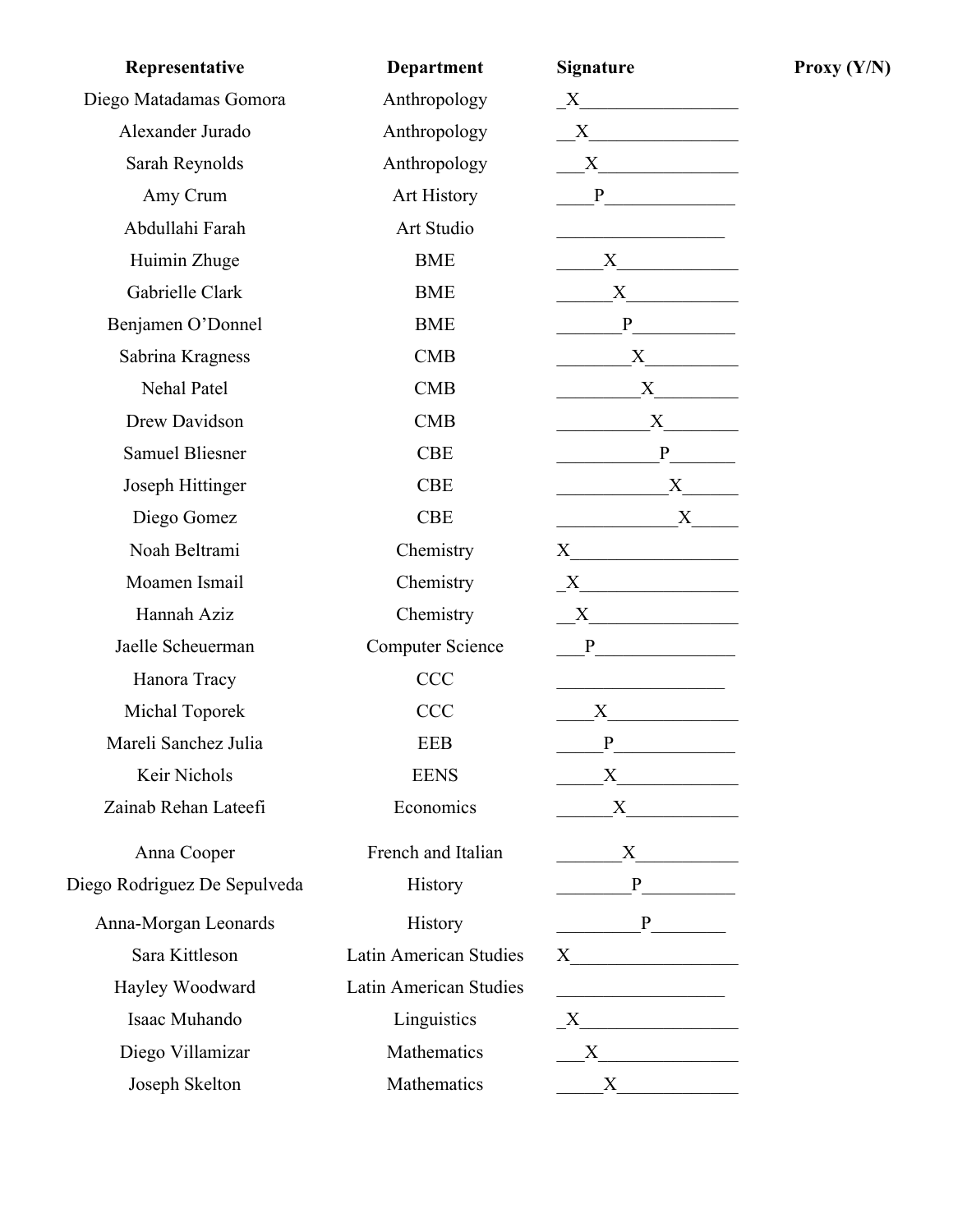| Representative | Department | Signature | Proxy (Y/N) |
|---|---|---|---|
| Diego Matadamas Gomora | Anthropology | X | |
| Alexander Jurado | Anthropology | X | |
| Sarah Reynolds | Anthropology | X | |
| Amy Crum | Art History | P | |
| Abdullahi Farah | Art Studio | | |
| Huimin Zhuge | BME | X | |
| Gabrielle Clark | BME | X | |
| Benjamen O'Donnel | BME | P | |
| Sabrina Kragness | CMB | X | |
| Nehal Patel | CMB | X | |
| Drew Davidson | CMB | X | |
| Samuel Bliesner | CBE | P | |
| Joseph Hittinger | CBE | X | |
| Diego Gomez | CBE | X | |
| Noah Beltrami | Chemistry | X | |
| Moamen Ismail | Chemistry | X | |
| Hannah Aziz | Chemistry | X | |
| Jaelle Scheuerman | Computer Science | P | |
| Hanora Tracy | CCC | | |
| Michal Toporek | CCC | X | |
| Mareli Sanchez Julia | EEB | P | |
| Keir Nichols | EENS | X | |
| Zainab Rehan Lateefi | Economics | X | |
| Anna Cooper | French and Italian | X | |
| Diego Rodriguez De Sepulveda | History | P | |
| Anna-Morgan Leonards | History | P | |
| Sara Kittleson | Latin American Studies | X | |
| Hayley Woodward | Latin American Studies | | |
| Isaac Muhando | Linguistics | X | |
| Diego Villamizar | Mathematics | X | |
| Joseph Skelton | Mathematics | X | |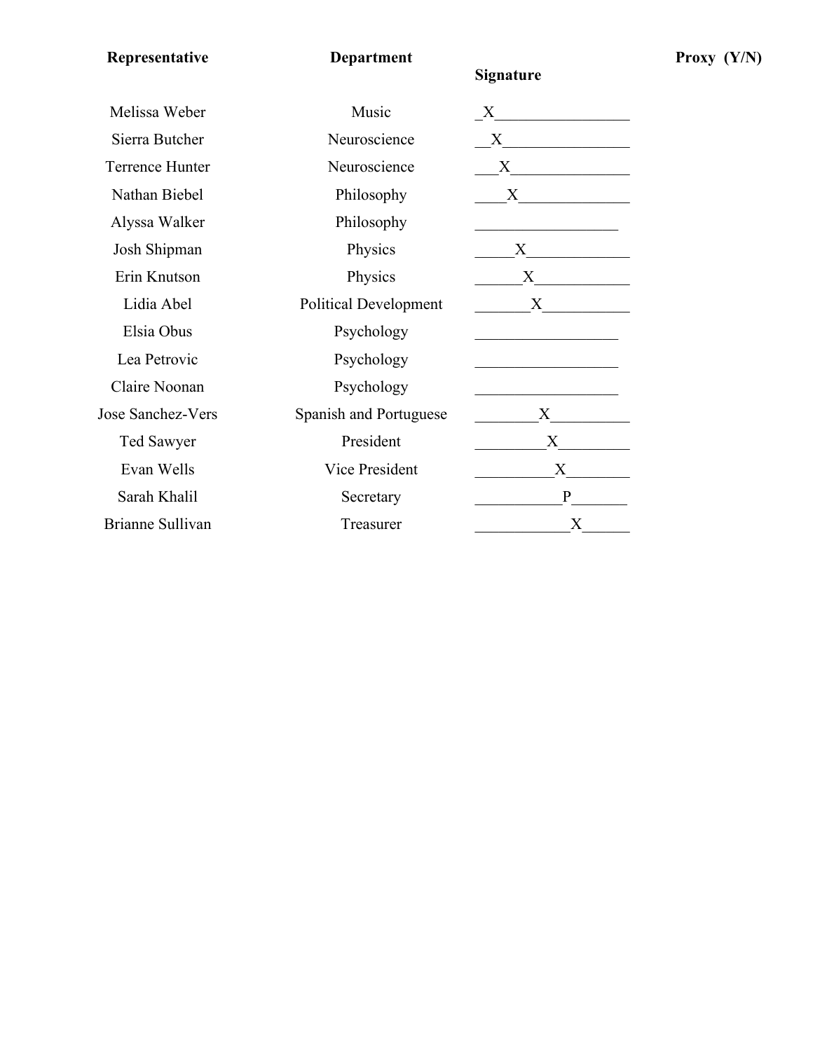| Representative | Department | Signature | Proxy (Y/N) |
|---|---|---|---|
| Melissa Weber | Music | X | |
| Sierra Butcher | Neuroscience | X | |
| Terrence Hunter | Neuroscience | X | |
| Nathan Biebel | Philosophy | X | |
| Alyssa Walker | Philosophy | | |
| Josh Shipman | Physics | X | |
| Erin Knutson | Physics | X | |
| Lidia Abel | Political Development | X | |
| Elsia Obus | Psychology | | |
| Lea Petrovic | Psychology | | |
| Claire Noonan | Psychology | | |
| Jose Sanchez-Vers | Spanish and Portuguese | X | |
| Ted Sawyer | President | X | |
| Evan Wells | Vice President | X | |
| Sarah Khalil | Secretary | P | |
| Brianne Sullivan | Treasurer | X | |